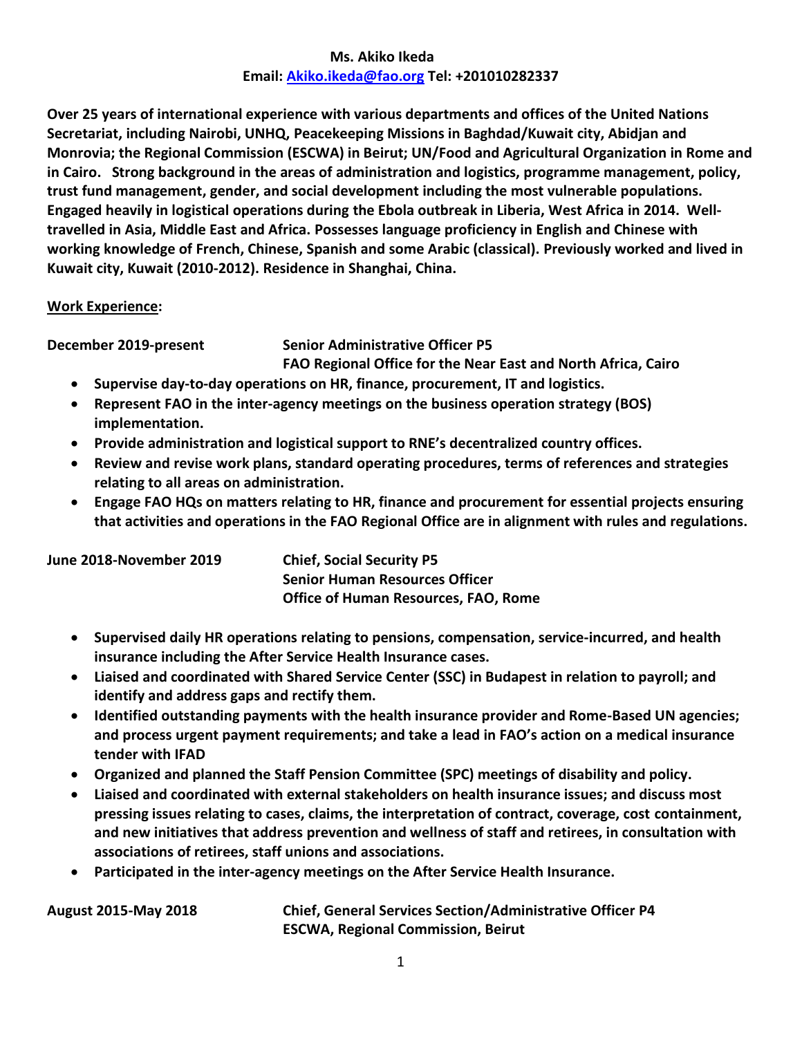**Ms. Akiko Ikeda**
**Email: [Akiko.ikeda@fao.org](mailto:Akiko.ikeda@fao.org) Tel: +201010282337**

**Over 25 years of international experience with various departments and offices of the United Nations Secretariat, including Nairobi, UNHQ, Peacekeeping Missions in Baghdad/Kuwait city, Abidjan and Monrovia; the Regional Commission (ESCWA) in Beirut; UN/Food and Agricultural Organization in Rome and in Cairo. Strong background in the areas of administration and logistics, programme management, policy, trust fund management, gender, and social development including the most vulnerable populations. Engaged heavily in logistical operations during the Ebola outbreak in Liberia, West Africa in 2014. Well-travelled in Asia, Middle East and Africa. Possesses language proficiency in English and Chinese with working knowledge of French, Chinese, Spanish and some Arabic (classical). Previously worked and lived in Kuwait city, Kuwait (2010-2012). Residence in Shanghai, China.**

## Work Experience:

**December 2019-present** — **Senior Administrative Officer P5**
**FAO Regional Office for the Near East and North Africa, Cairo**

- **Supervise day-to-day operations on HR, finance, procurement, IT and logistics.**
- **Represent FAO in the inter-agency meetings on the business operation strategy (BOS) implementation.**
- **Provide administration and logistical support to RNE's decentralized country offices.**
- **Review and revise work plans, standard operating procedures, terms of references and strategies relating to all areas on administration.**
- **Engage FAO HQs on matters relating to HR, finance and procurement for essential projects ensuring that activities and operations in the FAO Regional Office are in alignment with rules and regulations.**

**June 2018-November 2019** — **Chief, Social Security P5**
**Senior Human Resources Officer**
**Office of Human Resources, FAO, Rome**

- **Supervised daily HR operations relating to pensions, compensation, service-incurred, and health insurance including the After Service Health Insurance cases.**
- **Liaised and coordinated with Shared Service Center (SSC) in Budapest in relation to payroll; and identify and address gaps and rectify them.**
- **Identified outstanding payments with the health insurance provider and Rome-Based UN agencies; and process urgent payment requirements; and take a lead in FAO's action on a medical insurance tender with IFAD**
- **Organized and planned the Staff Pension Committee (SPC) meetings of disability and policy.**
- **Liaised and coordinated with external stakeholders on health insurance issues; and discuss most pressing issues relating to cases, claims, the interpretation of contract, coverage, cost containment, and new initiatives that address prevention and wellness of staff and retirees, in consultation with associations of retirees, staff unions and associations.**
- **Participated in the inter-agency meetings on the After Service Health Insurance.**

**August 2015-May 2018** — **Chief, General Services Section/Administrative Officer P4**
**ESCWA, Regional Commission, Beirut**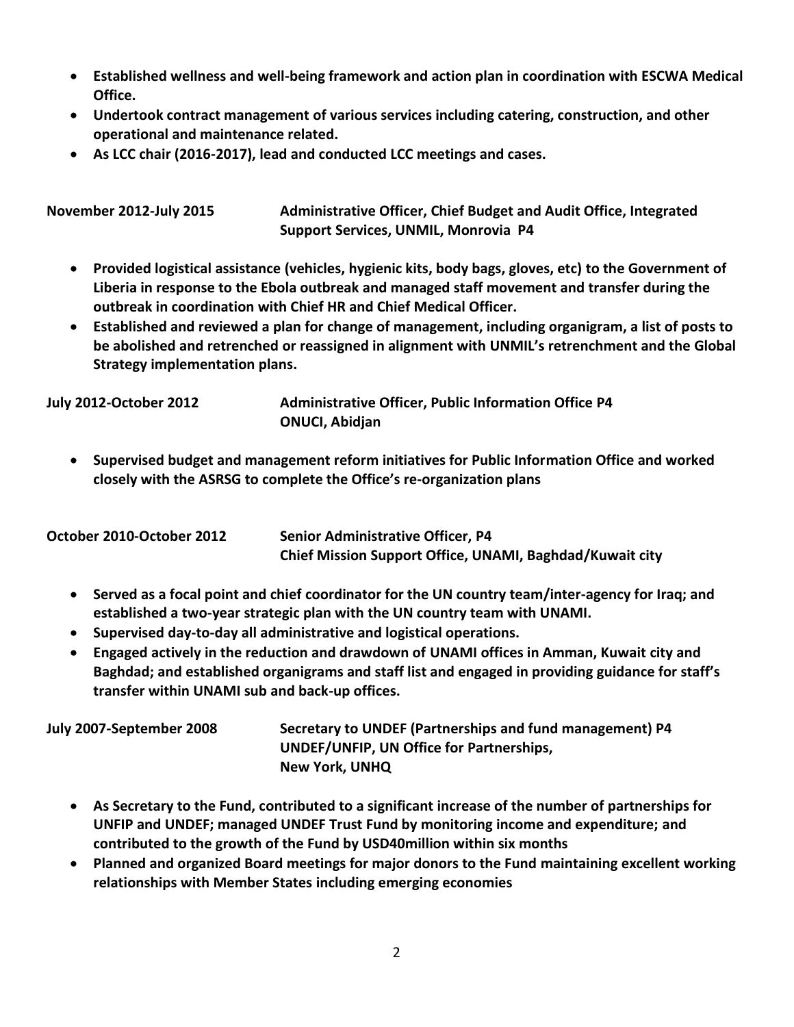- **Established wellness and well-being framework and action plan in coordination with ESCWA Medical Office.**
- **Undertook contract management of various services including catering, construction, and other operational and maintenance related.**
- **As LCC chair (2016-2017), lead and conducted LCC meetings and cases.**

**November 2012-July 2015** **Administrative Officer, Chief Budget and Audit Office, Integrated Support Services, UNMIL, Monrovia P4**

- **Provided logistical assistance (vehicles, hygienic kits, body bags, gloves, etc) to the Government of Liberia in response to the Ebola outbreak and managed staff movement and transfer during the outbreak in coordination with Chief HR and Chief Medical Officer.**
- **Established and reviewed a plan for change of management, including organigram, a list of posts to be abolished and retrenched or reassigned in alignment with UNMIL's retrenchment and the Global Strategy implementation plans.**

**July 2012-October 2012** **Administrative Officer, Public Information Office P4**
**ONUCI, Abidjan**

- **Supervised budget and management reform initiatives for Public Information Office and worked closely with the ASRSG to complete the Office's re-organization plans**

**October 2010-October 2012** **Senior Administrative Officer, P4**
**Chief Mission Support Office, UNAMI, Baghdad/Kuwait city**

- **Served as a focal point and chief coordinator for the UN country team/inter-agency for Iraq; and established a two-year strategic plan with the UN country team with UNAMI.**
- **Supervised day-to-day all administrative and logistical operations.**
- **Engaged actively in the reduction and drawdown of UNAMI offices in Amman, Kuwait city and Baghdad; and established organigrams and staff list and engaged in providing guidance for staff's transfer within UNAMI sub and back-up offices.**

**July 2007-September 2008** **Secretary to UNDEF (Partnerships and fund management) P4**
**UNDEF/UNFIP, UN Office for Partnerships,**
**New York, UNHQ**

- **As Secretary to the Fund, contributed to a significant increase of the number of partnerships for UNFIP and UNDEF; managed UNDEF Trust Fund by monitoring income and expenditure; and contributed to the growth of the Fund by USD40million within six months**
- **Planned and organized Board meetings for major donors to the Fund maintaining excellent working relationships with Member States including emerging economies**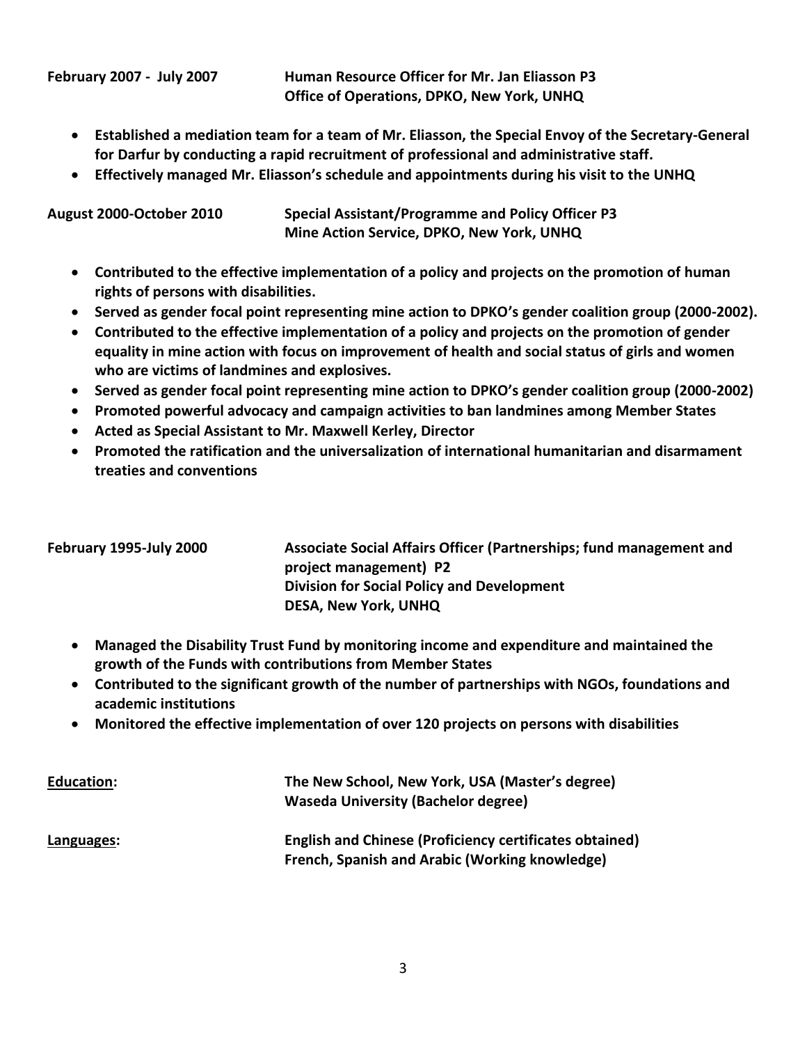**February 2007 - July 2007** **Human Resource Officer for Mr. Jan Eliasson P3**
**Office of Operations, DPKO, New York, UNHQ**

- **Established a mediation team for a team of Mr. Eliasson, the Special Envoy of the Secretary-General for Darfur by conducting a rapid recruitment of professional and administrative staff.**
- **Effectively managed Mr. Eliasson's schedule and appointments during his visit to the UNHQ**

**August 2000-October 2010** **Special Assistant/Programme and Policy Officer P3**
**Mine Action Service, DPKO, New York, UNHQ**

- **Contributed to the effective implementation of a policy and projects on the promotion of human rights of persons with disabilities.**
- **Served as gender focal point representing mine action to DPKO's gender coalition group (2000-2002).**
- **Contributed to the effective implementation of a policy and projects on the promotion of gender equality in mine action with focus on improvement of health and social status of girls and women who are victims of landmines and explosives.**
- **Served as gender focal point representing mine action to DPKO's gender coalition group (2000-2002)**
- **Promoted powerful advocacy and campaign activities to ban landmines among Member States**
- **Acted as Special Assistant to Mr. Maxwell Kerley, Director**
- **Promoted the ratification and the universalization of international humanitarian and disarmament treaties and conventions**

**February 1995-July 2000** **Associate Social Affairs Officer (Partnerships; fund management and project management) P2**
**Division for Social Policy and Development**
**DESA, New York, UNHQ**

- **Managed the Disability Trust Fund by monitoring income and expenditure and maintained the growth of the Funds with contributions from Member States**
- **Contributed to the significant growth of the number of partnerships with NGOs, foundations and academic institutions**
- **Monitored the effective implementation of over 120 projects on persons with disabilities**

**Education:** **The New School, New York, USA (Master's degree)**
**Waseda University (Bachelor degree)**

**Languages:** **English and Chinese (Proficiency certificates obtained)**
**French, Spanish and Arabic (Working knowledge)**